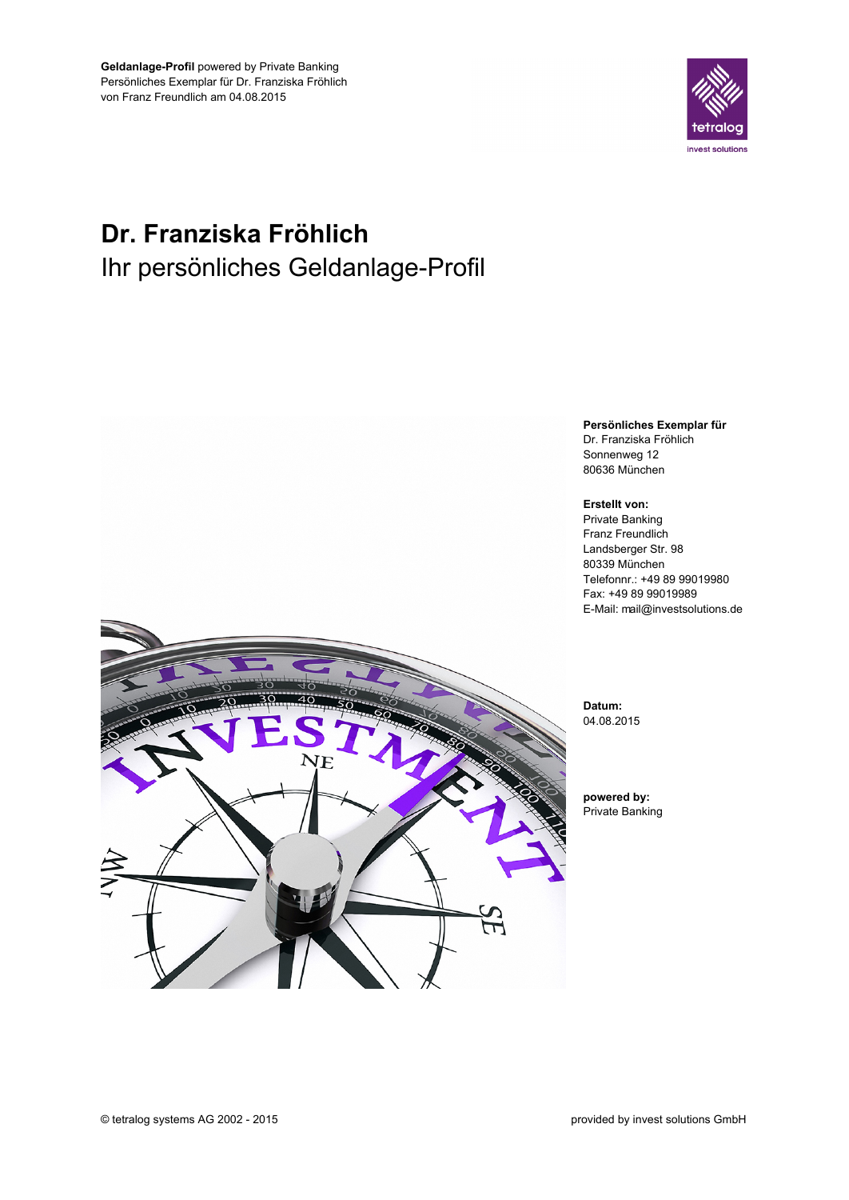**Geldanlage-Profil** powered by Private Banking
Persönliches Exemplar für Dr. Franziska Fröhlich
von Franz Freundlich am 04.08.2015

# Dr. Franziska Fröhlich

## Ihr persönliches Geldanlage-Profil

**Persönliches Exemplar für**
Dr. Franziska Fröhlich
Sonnenweg 12
80636 München

**Erstellt von:**
Private Banking
Franz Freundlich
Landsberger Str. 98
80339 München
Telefonnr.: +49 89 99019980
Fax: +49 89 99019989
E-Mail: mail@investsolutions.de

**Datum:**
04.08.2015

**powered by:**
Private Banking

© tetralog systems AG 2002 - 2015

provided by invest solutions GmbH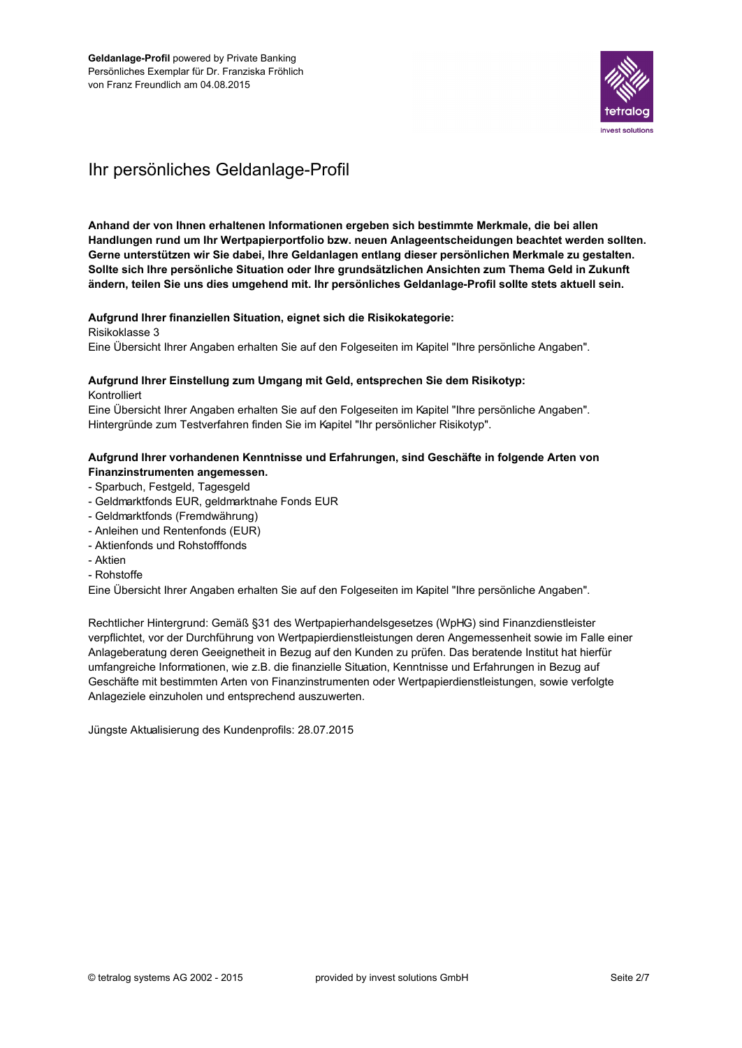**Geldanlage-Profil** powered by Private Banking
Persönliches Exemplar für Dr. Franziska Fröhlich
von Franz Freundlich am 04.08.2015

# Ihr persönliches Geldanlage-Profil

**Anhand der von Ihnen erhaltenen Informationen ergeben sich bestimmte Merkmale, die bei allen Handlungen rund um Ihr Wertpapierportfolio bzw. neuen Anlageentscheidungen beachtet werden sollten. Gerne unterstützen wir Sie dabei, Ihre Geldanlagen entlang dieser persönlichen Merkmale zu gestalten. Sollte sich Ihre persönliche Situation oder Ihre grundsätzlichen Ansichten zum Thema Geld in Zukunft ändern, teilen Sie uns dies umgehend mit. Ihr persönliches Geldanlage-Profil sollte stets aktuell sein.**

**Aufgrund Ihrer finanziellen Situation, eignet sich die Risikokategorie:**
Risikoklasse 3
Eine Übersicht Ihrer Angaben erhalten Sie auf den Folgeseiten im Kapitel "Ihre persönliche Angaben".

**Aufgrund Ihrer Einstellung zum Umgang mit Geld, entsprechen Sie dem Risikotyp:**
Kontrolliert
Eine Übersicht Ihrer Angaben erhalten Sie auf den Folgeseiten im Kapitel "Ihre persönliche Angaben".
Hintergründe zum Testverfahren finden Sie im Kapitel "Ihr persönlicher Risikotyp".

**Aufgrund Ihrer vorhandenen Kenntnisse und Erfahrungen, sind Geschäfte in folgende Arten von Finanzinstrumenten angemessen.**

- Sparbuch, Festgeld, Tagesgeld
- Geldmarktfonds EUR, geldmarktnahe Fonds EUR
- Geldmarktfonds (Fremdwährung)
- Anleihen und Rentenfonds (EUR)
- Aktienfonds und Rohstofffonds
- Aktien
- Rohstoffe

Eine Übersicht Ihrer Angaben erhalten Sie auf den Folgeseiten im Kapitel "Ihre persönliche Angaben".

Rechtlicher Hintergrund: Gemäß §31 des Wertpapierhandelsgesetzes (WpHG) sind Finanzdienstleister verpflichtet, vor der Durchführung von Wertpapierdienstleistungen deren Angemessenheit sowie im Falle einer Anlageberatung deren Geeignetheit in Bezug auf den Kunden zu prüfen. Das beratende Institut hat hierfür umfangreiche Informationen, wie z.B. die finanzielle Situation, Kenntnisse und Erfahrungen in Bezug auf Geschäfte mit bestimmten Arten von Finanzinstrumenten oder Wertpapierdienstleistungen, sowie verfolgte Anlageziele einzuholen und entsprechend auszuwerten.

Jüngste Aktualisierung des Kundenprofils: 28.07.2015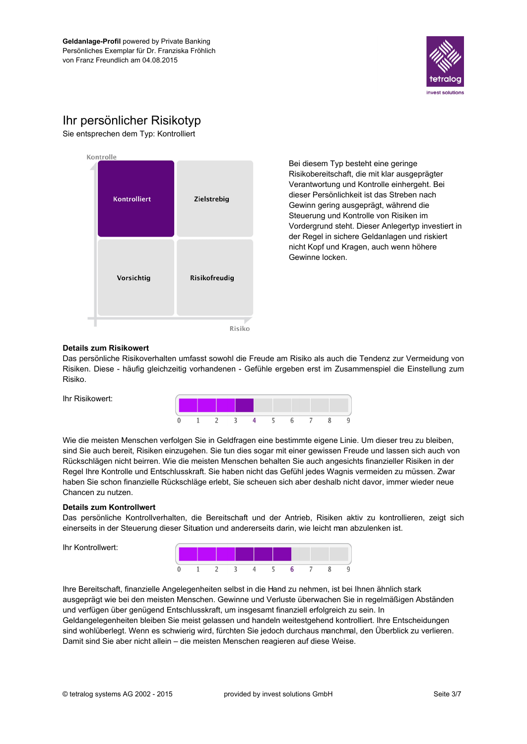**Geldanlage-Profil** powered by Private Banking
Persönliches Exemplar für Dr. Franziska Fröhlich
von Franz Freundlich am 04.08.2015

# Ihr persönlicher Risikotyp

Sie entsprechen dem Typ: Kontrolliert

| Kontrolle ↑ | | |
|---|---|---|
| | **Kontrolliert** | Zielstrebig |
| | Vorsichtig | Risikofreudig |
| | | Risiko → |

Bei diesem Typ besteht eine geringe Risikobereitschaft, die mit klar ausgeprägter Verantwortung und Kontrolle einhergeht. Bei dieser Persönlichkeit ist das Streben nach Gewinn gering ausgeprägt, während die Steuerung und Kontrolle von Risiken im Vordergrund steht. Dieser Anlegertyp investiert in der Regel in sichere Geldanlagen und riskiert nicht Kopf und Kragen, auch wenn höhere Gewinne locken.

**Details zum Risikowert**

Das persönliche Risikoverhalten umfasst sowohl die Freude am Risiko als auch die Tendenz zur Vermeidung von Risiken. Diese - häufig gleichzeitig vorhandenen - Gefühle ergeben erst im Zusammenspiel die Einstellung zum Risiko.

Ihr Risikowert: 4 (Skala 0–9)

Wie die meisten Menschen verfolgen Sie in Geldfragen eine bestimmte eigene Linie. Um dieser treu zu bleiben, sind Sie auch bereit, Risiken einzugehen. Sie tun dies sogar mit einer gewissen Freude und lassen sich auch von Rückschlägen nicht beirren. Wie die meisten Menschen behalten Sie auch angesichts finanzieller Risiken in der Regel Ihre Kontrolle und Entschlusskraft. Sie haben nicht das Gefühl jedes Wagnis vermeiden zu müssen. Zwar haben Sie schon finanzielle Rückschläge erlebt, Sie scheuen sich aber deshalb nicht davor, immer wieder neue Chancen zu nutzen.

**Details zum Kontrollwert**

Das persönliche Kontrollverhalten, die Bereitschaft und der Antrieb, Risiken aktiv zu kontrollieren, zeigt sich einerseits in der Steuerung dieser Situation und andererseits darin, wie leicht man abzulenken ist.

Ihr Kontrollwert: 6 (Skala 0–9)

Ihre Bereitschaft, finanzielle Angelegenheiten selbst in die Hand zu nehmen, ist bei Ihnen ähnlich stark ausgeprägt wie bei den meisten Menschen. Gewinne und Verluste überwachen Sie in regelmäßigen Abständen und verfügen über genügend Entschlusskraft, um insgesamt finanziell erfolgreich zu sein. In Geldangelegenheiten bleiben Sie meist gelassen und handeln weitestgehend kontrolliert. Ihre Entscheidungen sind wohlüberlegt. Wenn es schwierig wird, fürchten Sie jedoch durchaus manchmal, den Überblick zu verlieren. Damit sind Sie aber nicht allein – die meisten Menschen reagieren auf diese Weise.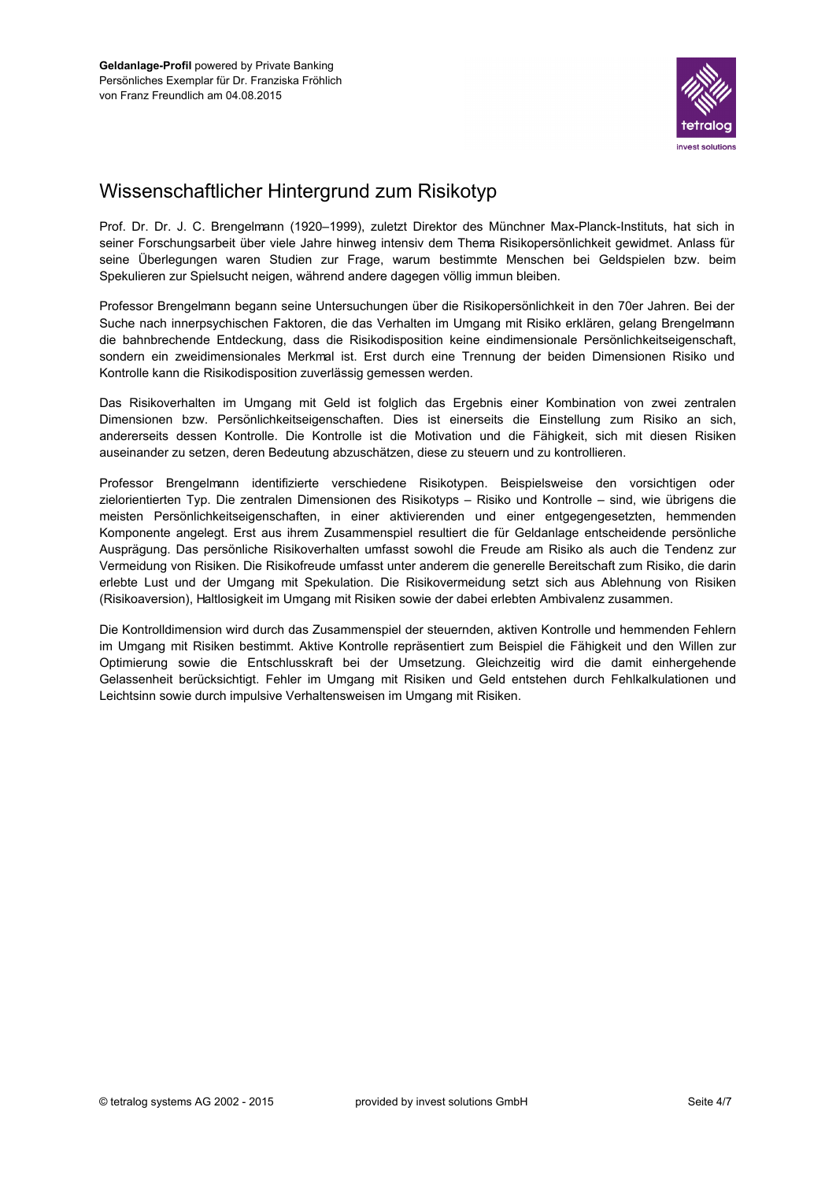# Wissenschaftlicher Hintergrund zum Risikotyp

Prof. Dr. Dr. J. C. Brengelmann (1920–1999), zuletzt Direktor des Münchner Max-Planck-Instituts, hat sich in seiner Forschungsarbeit über viele Jahre hinweg intensiv dem Thema Risikopersönlichkeit gewidmet. Anlass für seine Überlegungen waren Studien zur Frage, warum bestimmte Menschen bei Geldspielen bzw. beim Spekulieren zur Spielsucht neigen, während andere dagegen völlig immun bleiben.

Professor Brengelmann begann seine Untersuchungen über die Risikopersönlichkeit in den 70er Jahren. Bei der Suche nach innerpsychischen Faktoren, die das Verhalten im Umgang mit Risiko erklären, gelang Brengelmann die bahnbrechende Entdeckung, dass die Risikodisposition keine eindimensionale Persönlichkeitseigenschaft, sondern ein zweidimensionales Merkmal ist. Erst durch eine Trennung der beiden Dimensionen Risiko und Kontrolle kann die Risikodisposition zuverlässig gemessen werden.

Das Risikoverhalten im Umgang mit Geld ist folglich das Ergebnis einer Kombination von zwei zentralen Dimensionen bzw. Persönlichkeitseigenschaften. Dies ist einerseits die Einstellung zum Risiko an sich, andererseits dessen Kontrolle. Die Kontrolle ist die Motivation und die Fähigkeit, sich mit diesen Risiken auseinander zu setzen, deren Bedeutung abzuschätzen, diese zu steuern und zu kontrollieren.

Professor Brengelmann identifizierte verschiedene Risikotypen. Beispielsweise den vorsichtigen oder zielorientierten Typ. Die zentralen Dimensionen des Risikotyps – Risiko und Kontrolle – sind, wie übrigens die meisten Persönlichkeitseigenschaften, in einer aktivierenden und einer entgegengesetzten, hemmenden Komponente angelegt. Erst aus ihrem Zusammenspiel resultiert die für Geldanlage entscheidende persönliche Ausprägung. Das persönliche Risikoverhalten umfasst sowohl die Freude am Risiko als auch die Tendenz zur Vermeidung von Risiken. Die Risikofreude umfasst unter anderem die generelle Bereitschaft zum Risiko, die darin erlebte Lust und der Umgang mit Spekulation. Die Risikovermeidung setzt sich aus Ablehnung von Risiken (Risikoaversion), Haltlosigkeit im Umgang mit Risiken sowie der dabei erlebten Ambivalenz zusammen.

Die Kontrolldimension wird durch das Zusammenspiel der steuernden, aktiven Kontrolle und hemmenden Fehlern im Umgang mit Risiken bestimmt. Aktive Kontrolle repräsentiert zum Beispiel die Fähigkeit und den Willen zur Optimierung sowie die Entschlusskraft bei der Umsetzung. Gleichzeitig wird die damit einhergehende Gelassenheit berücksichtigt. Fehler im Umgang mit Risiken und Geld entstehen durch Fehlkalkulationen und Leichtsinn sowie durch impulsive Verhaltensweisen im Umgang mit Risiken.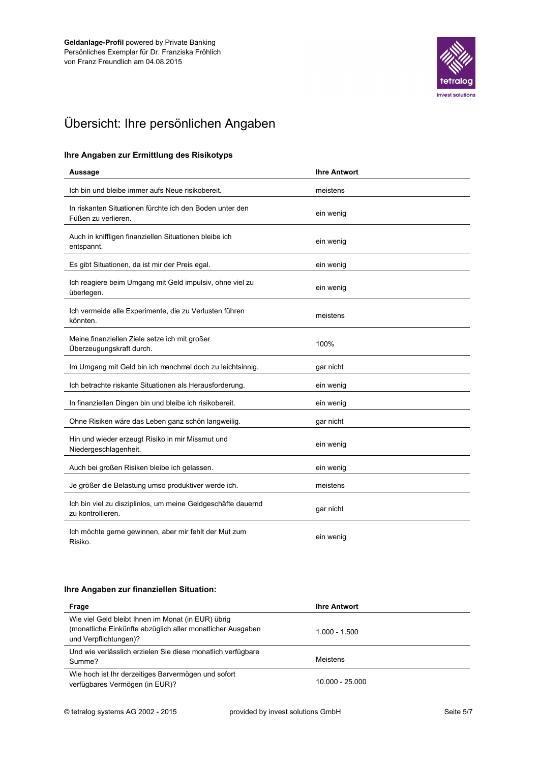**Geldanlage-Profil** powered by Private Banking
Persönliches Exemplar für Dr. Franziska Fröhlich
von Franz Freundlich am 04.08.2015

# Übersicht: Ihre persönlichen Angaben

### Ihre Angaben zur Ermittlung des Risikotyps

| Aussage | Ihre Antwort |
|---|---|
| Ich bin und bleibe immer aufs Neue risikobereit. | meistens |
| In riskanten Situationen fürchte ich den Boden unter den Füßen zu verlieren. | ein wenig |
| Auch in kniffligen finanziellen Situationen bleibe ich entspannt. | ein wenig |
| Es gibt Situationen, da ist mir der Preis egal. | ein wenig |
| Ich reagiere beim Umgang mit Geld impulsiv, ohne viel zu überlegen. | ein wenig |
| Ich vermeide alle Experimente, die zu Verlusten führen könnten. | meistens |
| Meine finanziellen Ziele setze ich mit großer Überzeugungskraft durch. | 100% |
| Im Umgang mit Geld bin ich manchmal doch zu leichtsinnig. | gar nicht |
| Ich betrachte riskante Situationen als Herausforderung. | ein wenig |
| In finanziellen Dingen bin und bleibe ich risikobereit. | ein wenig |
| Ohne Risiken wäre das Leben ganz schön langweilig. | gar nicht |
| Hin und wieder erzeugt Risiko in mir Missmut und Niedergeschlagenheit. | ein wenig |
| Auch bei großen Risiken bleibe ich gelassen. | ein wenig |
| Je größer die Belastung umso produktiver werde ich. | meistens |
| Ich bin viel zu disziplinlos, um meine Geldgeschäfte dauernd zu kontrollieren. | gar nicht |
| Ich möchte gerne gewinnen, aber mir fehlt der Mut zum Risiko. | ein wenig |

### Ihre Angaben zur finanziellen Situation:

| Frage | Ihre Antwort |
|---|---|
| Wie viel Geld bleibt Ihnen im Monat (in EUR) übrig (monatliche Einkünfte abzüglich aller monatlicher Ausgaben und Verpflichtungen)? | 1.000 - 1.500 |
| Und wie verlässlich erzielen Sie diese monatlich verfügbare Summe? | Meistens |
| Wie hoch ist Ihr derzeitiges Barvermögen und sofort verfügbares Vermögen (in EUR)? | 10.000 - 25.000 |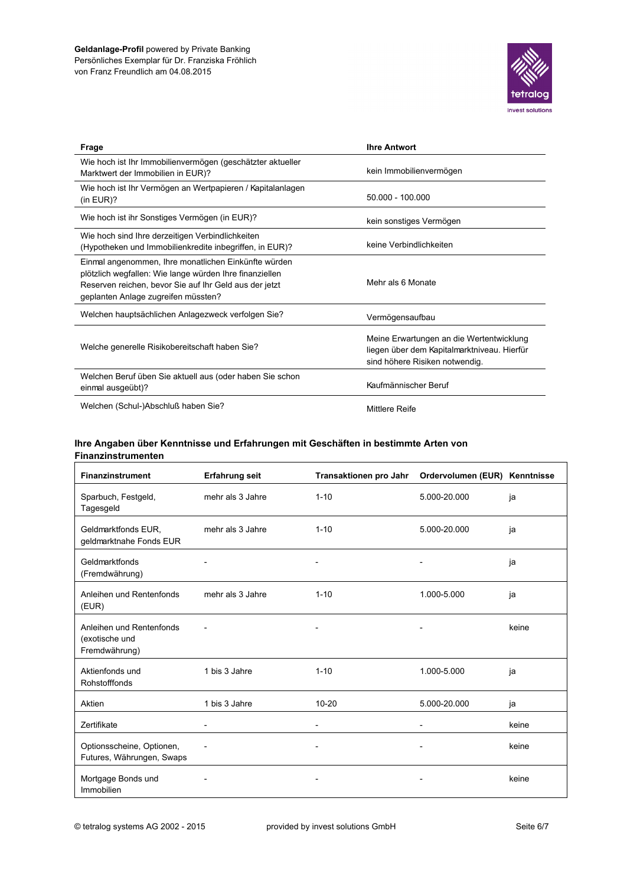**Geldanlage-Profil** powered by Private Banking
Persönliches Exemplar für Dr. Franziska Fröhlich
von Franz Freundlich am 04.08.2015

| Frage | Ihre Antwort |
|---|---|
| Wie hoch ist Ihr Immobilienvermögen (geschätzter aktueller Marktwert der Immobilien in EUR)? | kein Immobilienvermögen |
| Wie hoch ist Ihr Vermögen an Wertpapieren / Kapitalanlagen (in EUR)? | 50.000 - 100.000 |
| Wie hoch ist ihr Sonstiges Vermögen (in EUR)? | kein sonstiges Vermögen |
| Wie hoch sind Ihre derzeitigen Verbindlichkeiten (Hypotheken und Immobilienkredite inbegriffen, in EUR)? | keine Verbindlichkeiten |
| Einmal angenommen, Ihre monatlichen Einkünfte würden plötzlich wegfallen: Wie lange würden Ihre finanziellen Reserven reichen, bevor Sie auf Ihr Geld aus der jetzt geplanten Anlage zugreifen müssten? | Mehr als 6 Monate |
| Welchen hauptsächlichen Anlagezweck verfolgen Sie? | Vermögensaufbau |
| Welche generelle Risikobereitschaft haben Sie? | Meine Erwartungen an die Wertentwicklung liegen über dem Kapitalmarktniveau. Hierfür sind höhere Risiken notwendig. |
| Welchen Beruf üben Sie aktuell aus (oder haben Sie schon einmal ausgeübt)? | Kaufmännischer Beruf |
| Welchen (Schul-)Abschluß haben Sie? | Mittlere Reife |

## Ihre Angaben über Kenntnisse und Erfahrungen mit Geschäften in bestimmte Arten von Finanzinstrumenten

| Finanzinstrument | Erfahrung seit | Transaktionen pro Jahr | Ordervolumen (EUR) | Kenntnisse |
|---|---|---|---|---|
| Sparbuch, Festgeld, Tagesgeld | mehr als 3 Jahre | 1-10 | 5.000-20.000 | ja |
| Geldmarktfonds EUR, geldmarktnahe Fonds EUR | mehr als 3 Jahre | 1-10 | 5.000-20.000 | ja |
| Geldmarktfonds (Fremdwährung) | - | - | - | ja |
| Anleihen und Rentenfonds (EUR) | mehr als 3 Jahre | 1-10 | 1.000-5.000 | ja |
| Anleihen und Rentenfonds (exotische und Fremdwährung) | - | - | - | keine |
| Aktienfonds und Rohstofffonds | 1 bis 3 Jahre | 1-10 | 1.000-5.000 | ja |
| Aktien | 1 bis 3 Jahre | 10-20 | 5.000-20.000 | ja |
| Zertifikate | - | - | - | keine |
| Optionsscheine, Optionen, Futures, Währungen, Swaps | - | - | - | keine |
| Mortgage Bonds und Immobilien | - | - | - | keine |

© tetralog systems AG 2002 - 2015 provided by invest solutions GmbH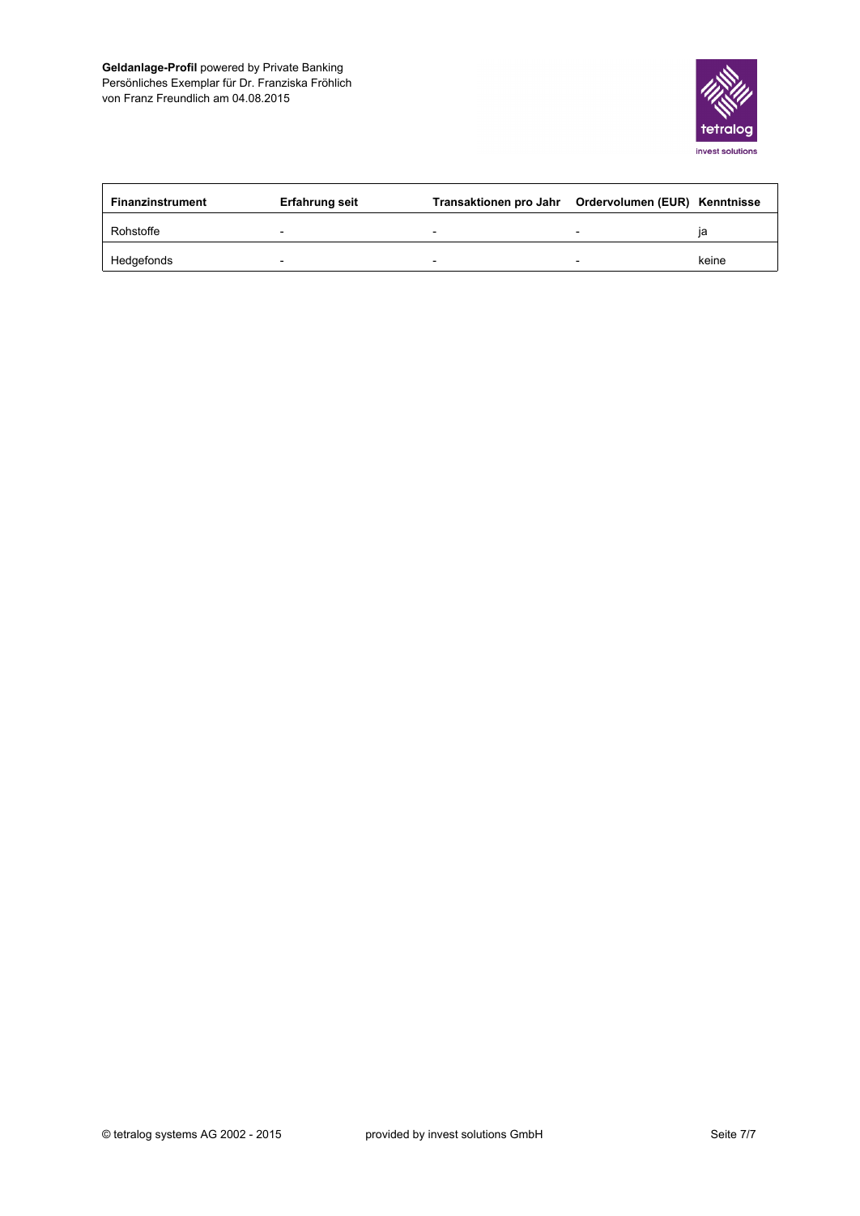| Finanzinstrument | Erfahrung seit | Transaktionen pro Jahr | Ordervolumen (EUR) | Kenntnisse |
|---|---|---|---|---|
| Rohstoffe | - | - | - | ja |
| Hedgefonds | - | - | - | keine |